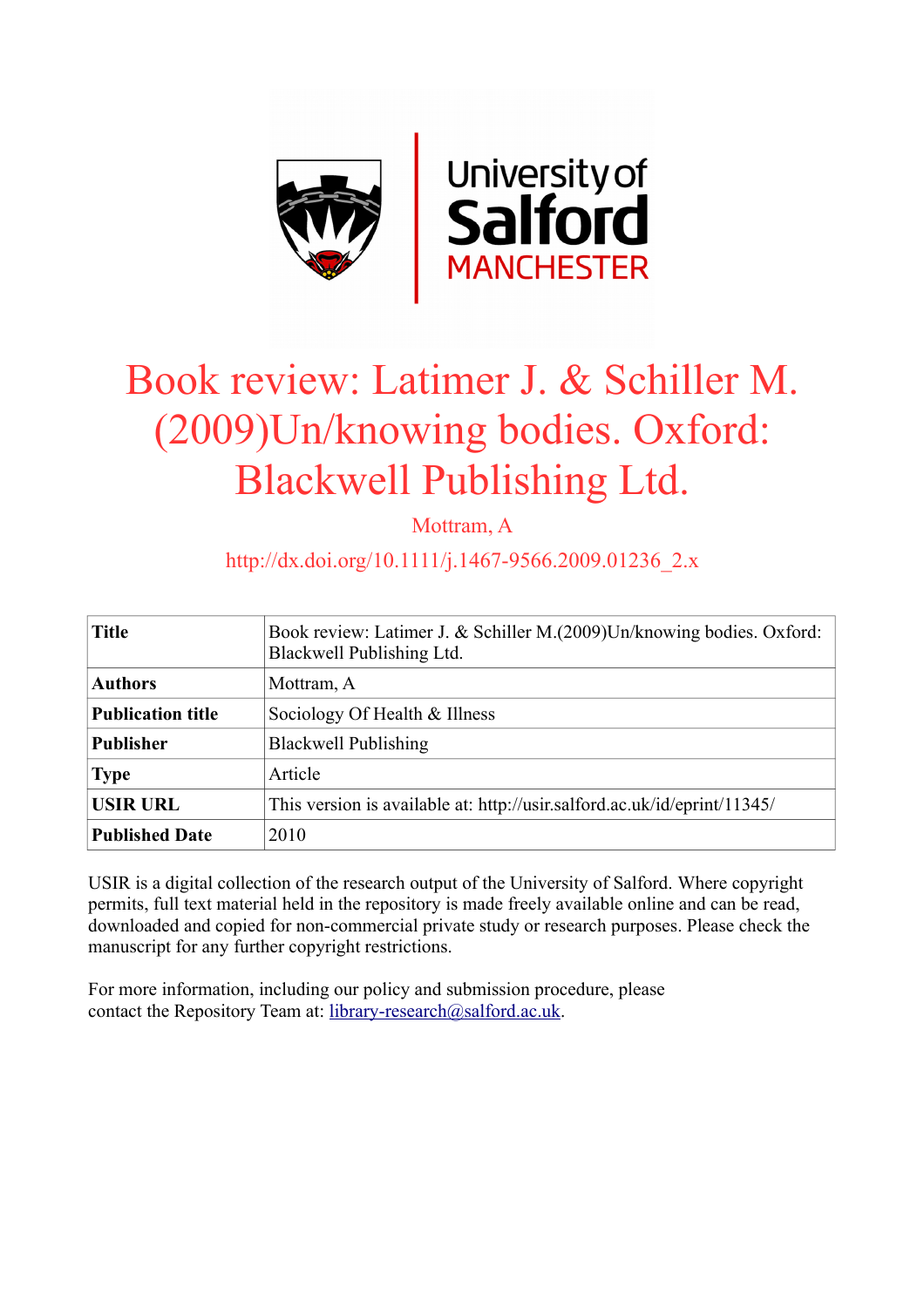# Book review: Latimer J. & Schiller M. (2009)Un/knowing bodies. Oxford: Blackwell Publishing Ltd.

Mottram, A

http://dx.doi.org/10.1111/j.1467-9566.2009.01236_2.x

| | |
|---|---|
| **Title** | Book review: Latimer J. & Schiller M.(2009)Un/knowing bodies. Oxford: Blackwell Publishing Ltd. |
| **Authors** | Mottram, A |
| **Publication title** | Sociology Of Health & Illness |
| **Publisher** | Blackwell Publishing |
| **Type** | Article |
| **USIR URL** | This version is available at: http://usir.salford.ac.uk/id/eprint/11345/ |
| **Published Date** | 2010 |

USIR is a digital collection of the research output of the University of Salford. Where copyright permits, full text material held in the repository is made freely available online and can be read, downloaded and copied for non-commercial private study or research purposes. Please check the manuscript for any further copyright restrictions.

For more information, including our policy and submission procedure, please contact the Repository Team at: library-research@salford.ac.uk.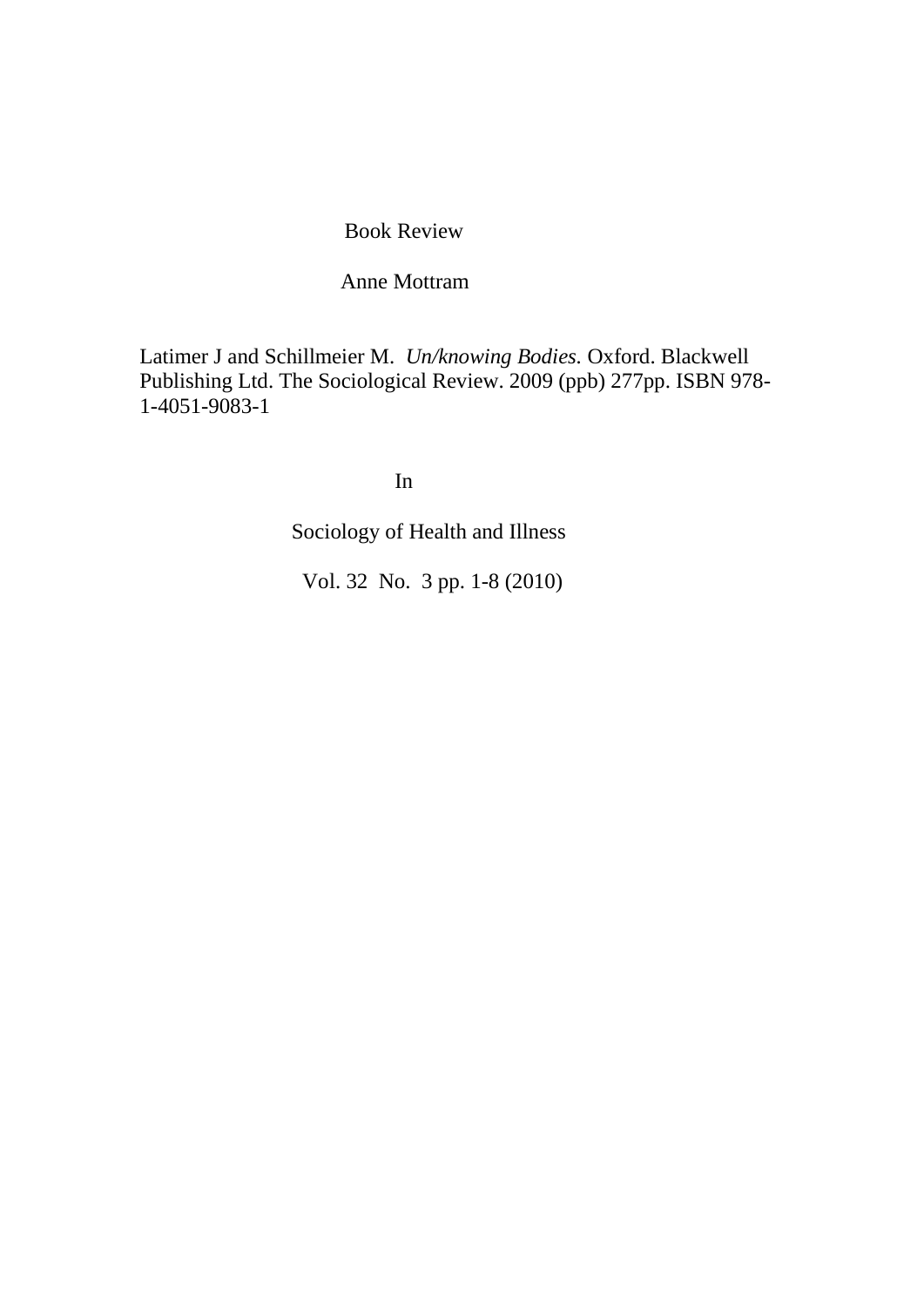Book Review

Anne Mottram

Latimer J and Schillmeier M. *Un/knowing Bodies.* Oxford. Blackwell Publishing Ltd. The Sociological Review. 2009 (ppb) 277pp. ISBN 978-1-4051-9083-1

In

Sociology of Health and Illness

Vol. 32 No. 3 pp. 1-8 (2010)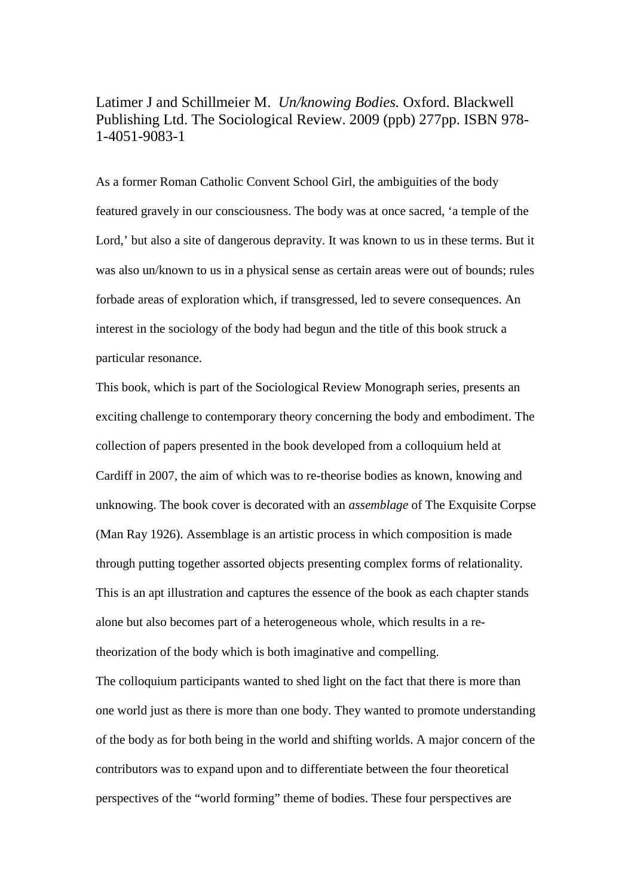Latimer J and Schillmeier M. *Un/knowing Bodies.* Oxford. Blackwell Publishing Ltd. The Sociological Review. 2009 (ppb) 277pp. ISBN 978-1-4051-9083-1

As a former Roman Catholic Convent School Girl, the ambiguities of the body featured gravely in our consciousness. The body was at once sacred, 'a temple of the Lord,' but also a site of dangerous depravity. It was known to us in these terms. But it was also un/known to us in a physical sense as certain areas were out of bounds; rules forbade areas of exploration which, if transgressed, led to severe consequences. An interest in the sociology of the body had begun and the title of this book struck a particular resonance.

This book, which is part of the Sociological Review Monograph series, presents an exciting challenge to contemporary theory concerning the body and embodiment. The collection of papers presented in the book developed from a colloquium held at Cardiff in 2007, the aim of which was to re-theorise bodies as known, knowing and unknowing. The book cover is decorated with an *assemblage* of The Exquisite Corpse (Man Ray 1926). Assemblage is an artistic process in which composition is made through putting together assorted objects presenting complex forms of relationality. This is an apt illustration and captures the essence of the book as each chapter stands alone but also becomes part of a heterogeneous whole, which results in a re-theorization of the body which is both imaginative and compelling.

The colloquium participants wanted to shed light on the fact that there is more than one world just as there is more than one body. They wanted to promote understanding of the body as for both being in the world and shifting worlds. A major concern of the contributors was to expand upon and to differentiate between the four theoretical perspectives of the "world forming" theme of bodies. These four perspectives are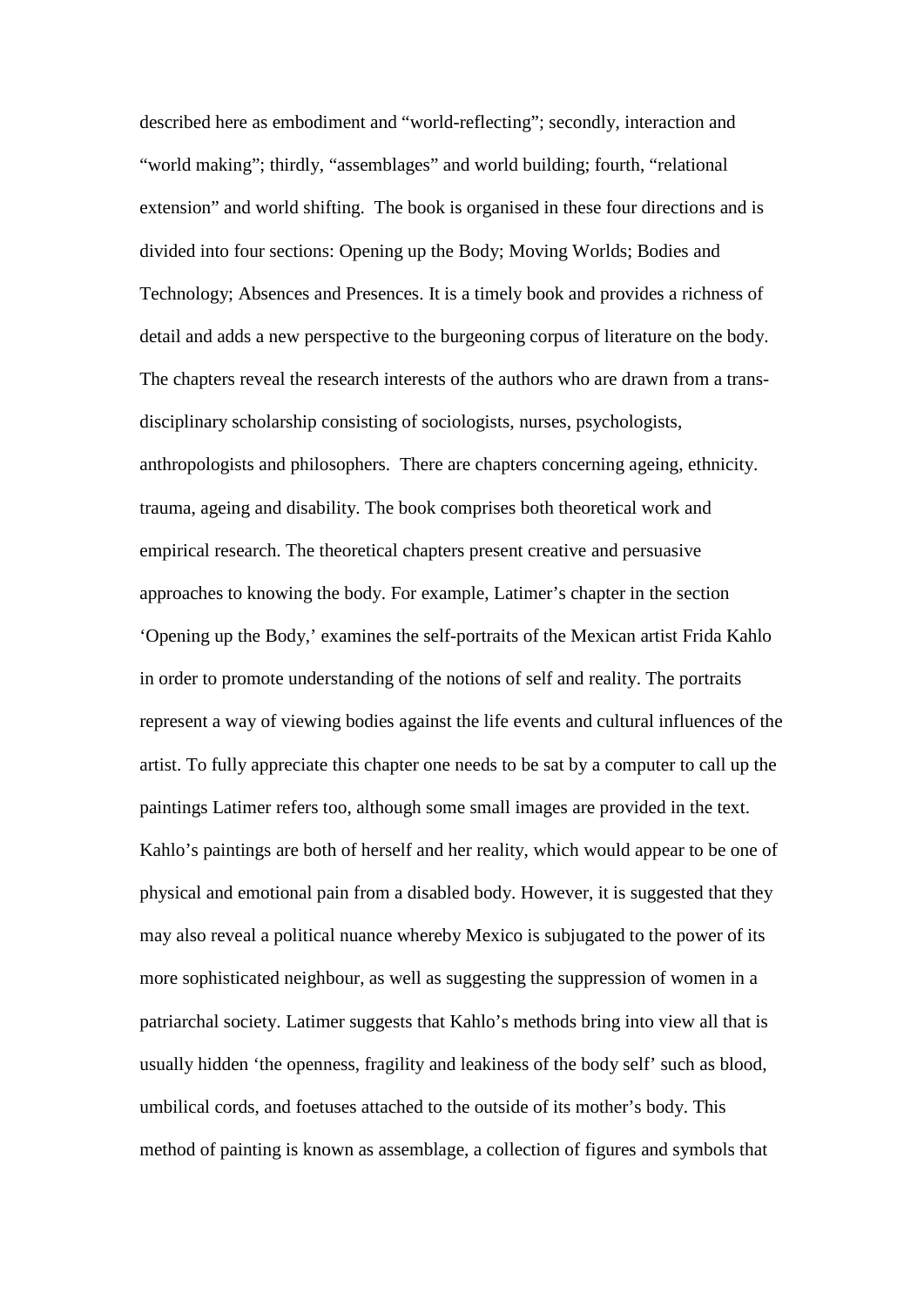described here as embodiment and "world-reflecting"; secondly, interaction and "world making"; thirdly, "assemblages" and world building; fourth, "relational extension" and world shifting. The book is organised in these four directions and is divided into four sections: Opening up the Body; Moving Worlds; Bodies and Technology; Absences and Presences. It is a timely book and provides a richness of detail and adds a new perspective to the burgeoning corpus of literature on the body. The chapters reveal the research interests of the authors who are drawn from a trans-disciplinary scholarship consisting of sociologists, nurses, psychologists, anthropologists and philosophers. There are chapters concerning ageing, ethnicity. trauma, ageing and disability. The book comprises both theoretical work and empirical research. The theoretical chapters present creative and persuasive approaches to knowing the body. For example, Latimer's chapter in the section 'Opening up the Body,' examines the self-portraits of the Mexican artist Frida Kahlo in order to promote understanding of the notions of self and reality. The portraits represent a way of viewing bodies against the life events and cultural influences of the artist. To fully appreciate this chapter one needs to be sat by a computer to call up the paintings Latimer refers too, although some small images are provided in the text. Kahlo's paintings are both of herself and her reality, which would appear to be one of physical and emotional pain from a disabled body. However, it is suggested that they may also reveal a political nuance whereby Mexico is subjugated to the power of its more sophisticated neighbour, as well as suggesting the suppression of women in a patriarchal society. Latimer suggests that Kahlo's methods bring into view all that is usually hidden 'the openness, fragility and leakiness of the body self' such as blood, umbilical cords, and foetuses attached to the outside of its mother's body. This method of painting is known as assemblage, a collection of figures and symbols that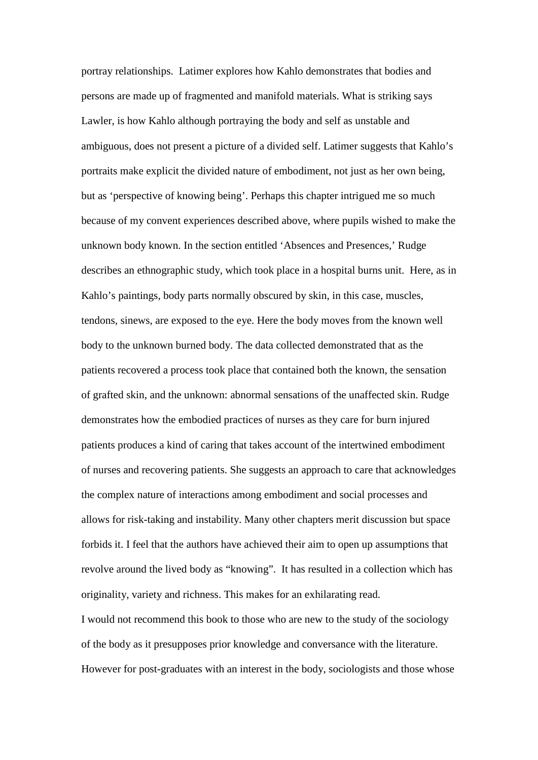portray relationships. Latimer explores how Kahlo demonstrates that bodies and persons are made up of fragmented and manifold materials. What is striking says Lawler, is how Kahlo although portraying the body and self as unstable and ambiguous, does not present a picture of a divided self. Latimer suggests that Kahlo's portraits make explicit the divided nature of embodiment, not just as her own being, but as 'perspective of knowing being'. Perhaps this chapter intrigued me so much because of my convent experiences described above, where pupils wished to make the unknown body known. In the section entitled 'Absences and Presences,' Rudge describes an ethnographic study, which took place in a hospital burns unit. Here, as in Kahlo's paintings, body parts normally obscured by skin, in this case, muscles, tendons, sinews, are exposed to the eye. Here the body moves from the known well body to the unknown burned body. The data collected demonstrated that as the patients recovered a process took place that contained both the known, the sensation of grafted skin, and the unknown: abnormal sensations of the unaffected skin. Rudge demonstrates how the embodied practices of nurses as they care for burn injured patients produces a kind of caring that takes account of the intertwined embodiment of nurses and recovering patients. She suggests an approach to care that acknowledges the complex nature of interactions among embodiment and social processes and allows for risk-taking and instability. Many other chapters merit discussion but space forbids it. I feel that the authors have achieved their aim to open up assumptions that revolve around the lived body as "knowing". It has resulted in a collection which has originality, variety and richness. This makes for an exhilarating read.

I would not recommend this book to those who are new to the study of the sociology of the body as it presupposes prior knowledge and conversance with the literature. However for post-graduates with an interest in the body, sociologists and those whose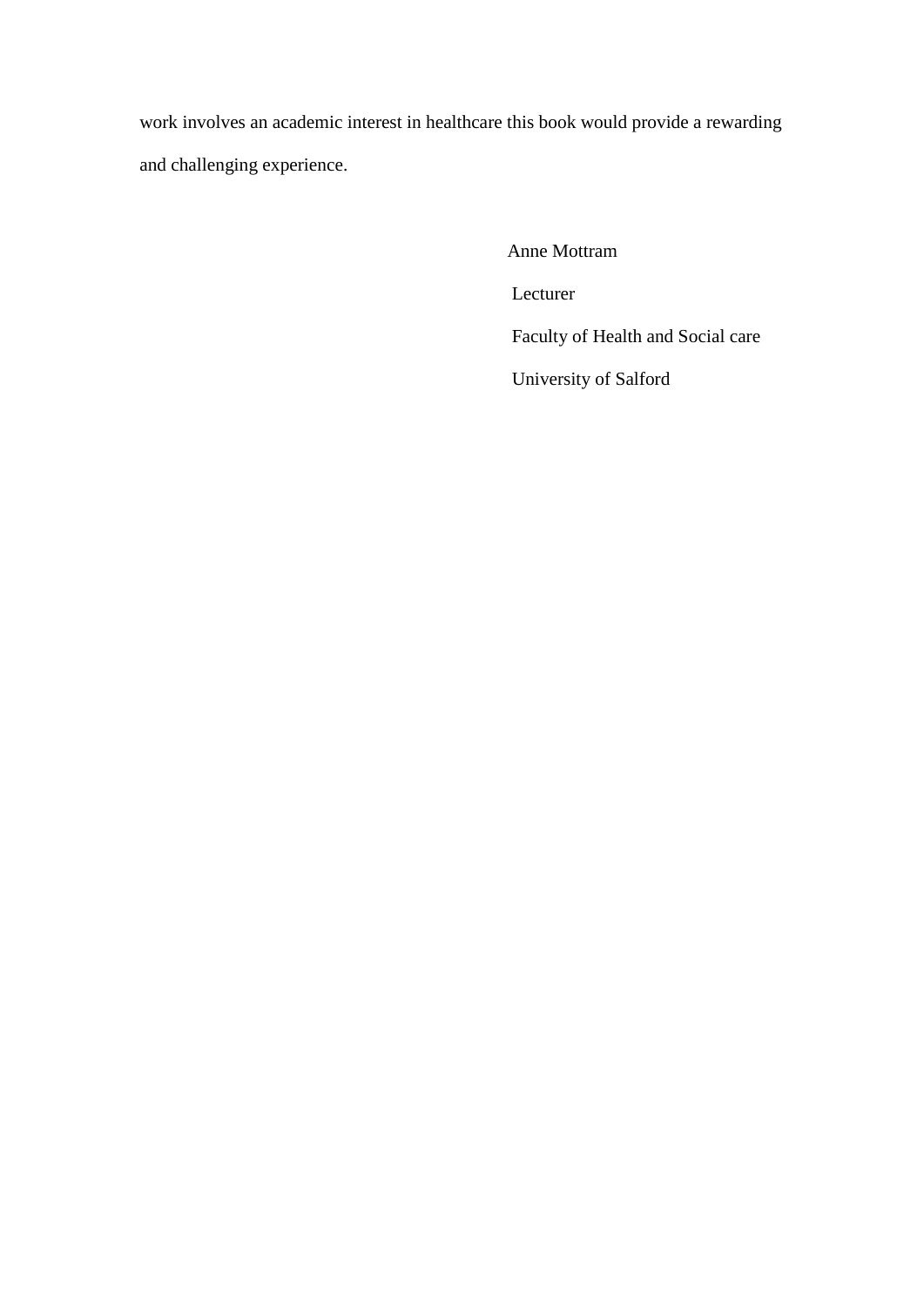work involves an academic interest in healthcare this book would provide a rewarding and challenging experience.

Anne Mottram

Lecturer

Faculty of Health and Social care

University of Salford